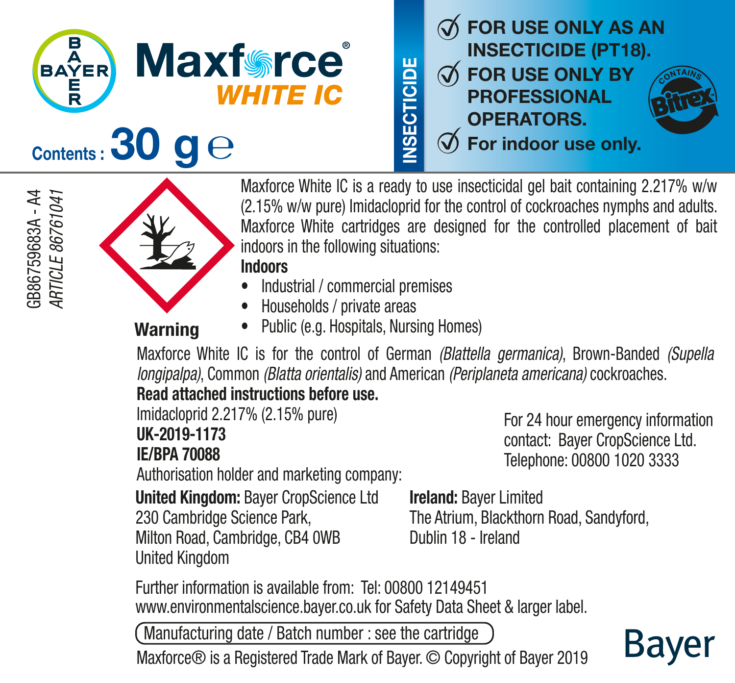# Maxforce® WHITE IC

**Contents : 30 g ℮**

**INSECTICIDE**

- **FOR USE ONLY AS AN INSECTICIDE (PT18).**
- **FOR USE ONLY BY PROFESSIONAL OPERATORS.**
- **For indoor use only.**

CONTAINS Bitrex

GB86759683A - A4
*ARTICLE 86761041*

**Warning**

Maxforce White IC is a ready to use insecticidal gel bait containing 2.217% w/w (2.15% w/w pure) Imidacloprid for the control of cockroaches nymphs and adults. Maxforce White cartridges are designed for the controlled placement of bait indoors in the following situations:

**Indoors**

- Industrial / commercial premises
- Households / private areas
- Public (e.g. Hospitals, Nursing Homes)

Maxforce White IC is for the control of German *(Blattella germanica)*, Brown-Banded *(Supella longipalpa)*, Common *(Blatta orientalis)* and American *(Periplaneta americana)* cockroaches.

**Read attached instructions before use.**

Imidacloprid 2.217% (2.15% pure)

**UK-2019-1173**

**IE/BPA 70088**

Authorisation holder and marketing company:

**United Kingdom:** Bayer CropScience Ltd
230 Cambridge Science Park,
Milton Road, Cambridge, CB4 0WB
United Kingdom

**Ireland:** Bayer Limited
The Atrium, Blackthorn Road, Sandyford,
Dublin 18 - Ireland

For 24 hour emergency information contact: Bayer CropScience Ltd.
Telephone: 00800 1020 3333

Further information is available from: Tel: 00800 12149451
www.environmentalscience.bayer.co.uk for Safety Data Sheet & larger label.

Manufacturing date / Batch number : see the cartridge

Maxforce® is a Registered Trade Mark of Bayer. © Copyright of Bayer 2019

Bayer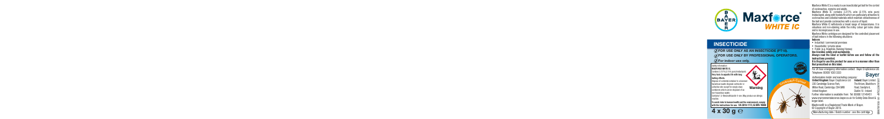# Maxforce® WHITE IC

## INSECTICIDE

- FOR USE ONLY AS AN INSECTICIDE (PT18).
- FOR USE ONLY BY PROFESSIONAL OPERATORS.
- For indoor use only.

Safety information:
**MAXFORCE WHITE IC**
Contains 2.217% (2.15% pure) Imidacloprid
**Very toxic to aquatic life with long lasting effects.**
Dispose of contents/container to a licensed hazardous-waste disposal contractor or collection site except for empty clean containers which can be disposed of as non-hazardous waste.
Contains 1,2-Benzisothiazol-3-one. May produce an allergic reaction.

**Warning**

**To avoid risks to human health and the environment, comply with the instructions for use. UK-2019-1173, IE/BPA 70606**

**4 x 30 g ℮**

Maxforce White IC is a ready-to-use insecticidal gel bait for the control of cockroaches, nymphs and adults.

Maxforce White IC contains 2.217% w/w (2.15% w/w pure) Imidacloprid, along with feedstuffs which are particularly attractive to cockroaches and colloidal materials which maintain attractiveness of the bait and provide cockroaches with a source of liquid.

Maxforce White IC withstands a broad range of temperatures. It is odourless and non-staining while the milky colour gel looks clean and is inconspicuous in use.

Maxforce White cartridges are designed for the controlled placement of bait indoors in the following situations:

**Indoors**

- Industrial / commercial premises
- Households / private areas
- Public (e.g. Hospitals, Nursing Homes)

**Use biocides safely and sustainably.**
**Always read the label or leaflet before use and follow all the instructions provided.**
**It is illegal to use this product for uses or in a manner other than that prescribed on this label.**

For 24-hour emergency information contact: Bayer CropScience Ltd. Telephone: 00800 1020 3333

**Bayer**

Authorisation holder and marketing company:

**United Kingdom:** Bayer CropScience Ltd. 230 Cambridge Science Park, Milton Road, Cambridge, CB4 0WB United Kingdom

**Ireland:** Bayer Limited, The Atrium, Blackthorn Road, Sandyford, Dublin 18 - Ireland

Further information is available from: Tel. 00800 1214 9451 www.environmentalscience.bayer.co.uk for Safety Data Sheet & larger label.

Maxforce® is a Registered Trade Mark of Bayer.
© Copyright of Bayer 2019.

Manufacturing date / Batch number : see the cartridge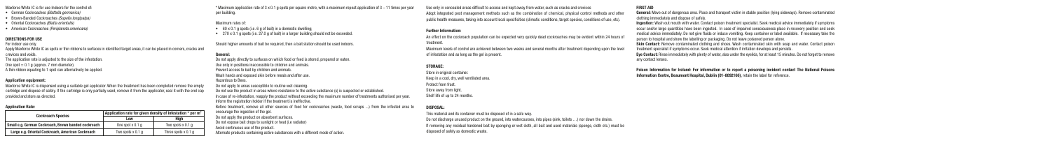Maxforce White IC is for use indoors for the control of:

- German Cockroaches *(Blattella germanica)*
- Brown-Banded Cockroaches *(Supella longipalpa)*
- Oriental Cockroaches *(Blatta orientalis)*
- American Cockroaches *(Periplaneta americana)*

## DIRECTIONS FOR USE

For indoor use only.

Apply Maxforce White IC as spots or thin ribbons to surfaces in identified target areas, it can be placed in corners, cracks and crevices and voids.

The application rate is adjusted to the size of the infestation.

One spot = 0.1 g (approx. 7 mm diameter).

A thin ribbon equating to 1 spot can alternatively be applied.

**Application equipment:**

Maxforce White IC is dispensed using a suitable gel applicator. When the treatment has been completed remove the empty cartridge and dispose of safely. If the cartridge is only partially used, remove it from the applicator, seal it with the end cap provided and store as directed.

**Application Rate:**

| Cockroach Species | Application rate for given density of infestation * per m² | |
|---|---|---|
| | Low | High |
| Small e.g. German Cockroach, Brown banded cockroach | One spot x 0.1 g | Two spots x 0.1 g |
| Large e.g. Oriental Cockroach, American Cockroach | Two spots x 0.1 g | Three spots x 0.1 g |

* Maximum application rate of 3 x 0.1 g spots per square metre, with a maximum repeat application of 3 – 11 times per year per building.

Maximum rates of:

- 60 x 0.1 g spots (i.e. 6 g of bait) in a domestic dwelling;
- 270 x 0.1 g spots (i.e. 27.0 g of bait) in a larger building should not be exceeded.

Should higher amounts of bait be required, then a bait station should be used indoors.

**General:**

Do not apply directly to surfaces on which food or feed is stored, prepared or eaten.
Use only in positions inaccessible to children and animals.
Prevent access to bait by children and animals.
Wash hands and exposed skin before meals and after use.
Hazardous to Bees.
Do not apply to areas susceptible to routine wet cleaning.
Do not use the product in areas where resistance to the active substance (s) is suspected or established.
In case of re-infestation, reapply the product without exceeding the maximum number of treatments authorised per year.
Inform the registration holder if the treatment is ineffective.
Before treatment, remove all other sources of food for cockroaches (waste, food scraps ...) from the infested area to encourage the ingestion of the gel.
Do not apply the product on absorbent surfaces.
Do not expose bait drops to sunlight or heat (i.e radiator)
Avoid continuous use of the product.
Alternate products containing active substances with a different mode of action.
Use only in concealed areas difficult to access and kept away from water, such as cracks and crevices
Adopt integrated pest management methods such as the combination of chemical, physical control methods and other public health measures, taking into account local specificities (climatic conditions, target species, conditions of use, etc).

**Further Information:**

An effect on the cockroach population can be expected very quickly dead cockroaches may be evident within 24 hours of treatment.

Maximum levels of control are achieved between two weeks and several months after treatment depending upon the level of infestation and as long as the gel is present.

**STORAGE:**

Store in original container.
Keep in a cool, dry, well ventilated area.
Protect from frost.
Store away from light.
Shelf life of up to 24 months.

**DISPOSAL:**

This material and its container must be disposed of in a safe way.
Do not discharge unused product on the ground, into watercourses, into pipes (sink, toilets …) nor down the drains.
If removing any residual hardened bait by sponging or wet cloth, all bait and used materials (sponge, cloth etc.) must be disposed of safely as domestic waste.

**FIRST AID**

**General:** Move out of dangerous area. Place and transport victim in stable position (lying sideways). Remove contaminated clothing immediately and dispose of safely.

**Ingestion:** Wash out mouth with water. Contact poison treatment specialist. Seek medical advice immediately if symptoms occur and/or large quantities have been ingested. In case of impaired consciousness place in recovery position and seek medical advice immediately. Do not give fluids or induce vomiting. Keep container or label available. If necessary take the person to hospital and show the labelling or packaging. Do not leave poisoned person alone.

**Skin Contact:** Remove contaminated clothing and shoes. Wash contaminated skin with soap and water. Contact poison treatment specialist if symptoms occur. Seek medical attention if irritation develops and persists.

**Eye Contact:** Rinse immediately with plenty of water, also under the eyelids, for at least 15 minutes. Do not forget to remove any contact lenses.

**Poison Information for Ireland: For information or to report a poisoning incident contact The National Poisons Information Centre, Beaumont Hospital, Dublin (01-8092166)**, retain the label for reference.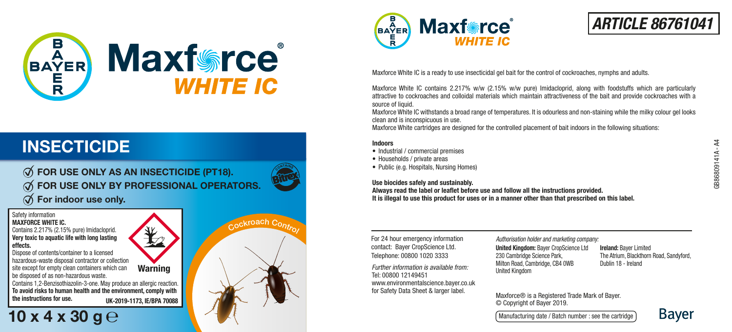# Maxforce WHITE IC

## INSECTICIDE

- FOR USE ONLY AS AN INSECTICIDE (PT18).
- FOR USE ONLY BY PROFESSIONAL OPERATORS.
- For indoor use only.

CONTAINS Bitrex

Safety information
**MAXFORCE WHITE IC.**
Contains 2.217% (2.15% pure) Imidacloprid.
**Very toxic to aquatic life with long lasting effects.**
Dispose of contents/container to a licensed hazardous-waste disposal contractor or collection site except for empty clean containers which can be disposed of as non-hazardous waste.
Contains 1,2-Benzisothiazolin-3-one. May produce an allergic reaction.
**To avoid risks to human health and the environment, comply with the instructions for use.**

**Warning**

**UK-2019-1173, IE/BPA 70088**

Cockroach Control

**10 x 4 x 30 g ℮**

Maxforce WHITE IC

*ARTICLE 86761041*

Maxforce White IC is a ready to use insecticidal gel bait for the control of cockroaches, nymphs and adults.

Maxforce White IC contains 2.217% w/w (2.15% w/w pure) Imidacloprid, along with foodstuffs which are particularly attractive to cockroaches and colloidal materials which maintain attractiveness of the bait and provide cockroaches with a source of liquid.

Maxforce White IC withstands a broad range of temperatures. It is odourless and non-staining while the milky colour gel looks clean and is inconspicuous in use.

Maxforce White cartridges are designed for the controlled placement of bait indoors in the following situations:

**Indoors**
- Industrial / commercial premises
- Households / private areas
- Public (e.g. Hospitals, Nursing Homes)

**Use biocides safely and sustainably.**
**Always read the label or leaflet before use and follow all the instructions provided.**
**It is illegal to use this product for uses or in a manner other than that prescribed on this label.**

For 24 hour emergency information contact: Bayer CropScience Ltd.
Telephone: 00800 1020 3333

*Further information is available from:*
Tel: 00800 12149451
www.environmentalscience.bayer.co.uk
for Safety Data Sheet & larger label.

*Authorisation holder and marketing company:*

**United Kingdom:** Bayer CropScience Ltd
230 Cambridge Science Park,
Milton Road, Cambridge, CB4 0WB
United Kingdom

**Ireland:** Bayer Limited
The Atrium, Blackthorn Road, Sandyford,
Dublin 18 - Ireland

Maxforce® is a Registered Trade Mark of Bayer.
© Copyright of Bayer 2019.

Manufacturing date / Batch number : see the cartridge

Bayer

GB86809141A - A4